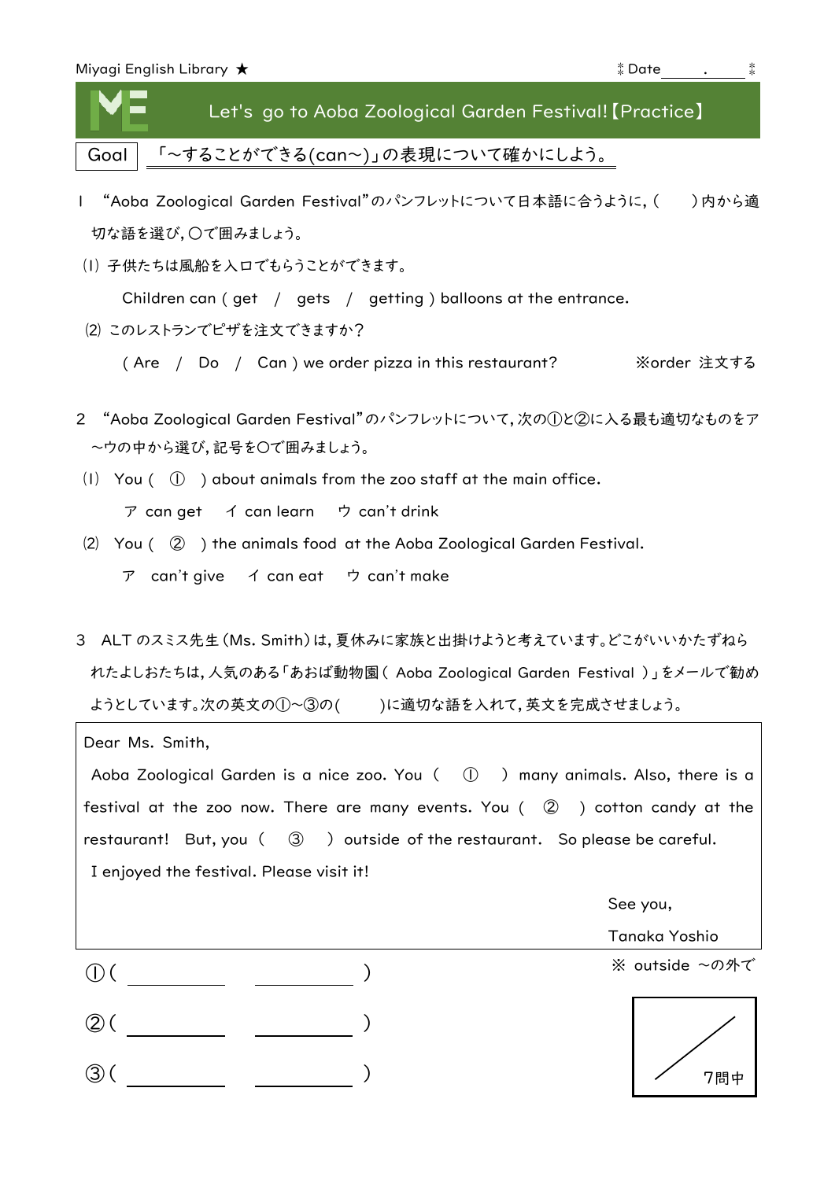Miyagi English Library ★ Date ____ . ____

# Let's go to Aoba Zoological Garden Festival!【Practice】

**Goal** 「～することができる(can～)」の表現について確かにしよう。

1 "Aoba Zoological Garden Festival"のパンフレットについて日本語に合うように，(　　)内から適切な語を選び，〇で囲みましょう。

(1) 子供たちは風船を入口でもらうことができます。

Children can ( get / gets / getting ) balloons at the entrance.

(2) このレストランでピザを注文できますか？

( Are / Do / Can ) we order pizza in this restaurant? ※order 注文する

2 "Aoba Zoological Garden Festival"のパンフレットについて，次の①と②に入る最も適切なものをア～ウの中から選び，記号を〇で囲みましょう。

(1) You ( ① ) about animals from the zoo staff at the main office.

ア can get　イ can learn　ウ can't drink

(2) You ( ② ) the animals food at the Aoba Zoological Garden Festival.

ア can't give　イ can eat　ウ can't make

3 ALTのスミス先生（Ms. Smith）は，夏休みに家族と出掛けようと考えています。どこがいいかたずねられたよしおたちは，人気のある「あおば動物園（ Aoba Zoological Garden Festival ）」をメールで勧めようとしています。次の英文の①～③の(　　)に適切な語を入れて，英文を完成させましょう。

> Dear Ms. Smith,
>
> Aoba Zoological Garden is a nice zoo. You ( ① ) many animals. Also, there is a festival at the zoo now. There are many events. You ( ② ) cotton candy at the restaurant! But, you ( ③ ) outside of the restaurant. So please be careful.
>
> I enjoyed the festival. Please visit it!
>
> See you,
>
> Tanaka Yoshio

※ outside ～の外で

①( ________ ________ )

②( ________ ________ )

③( ________ ________ )

／7問中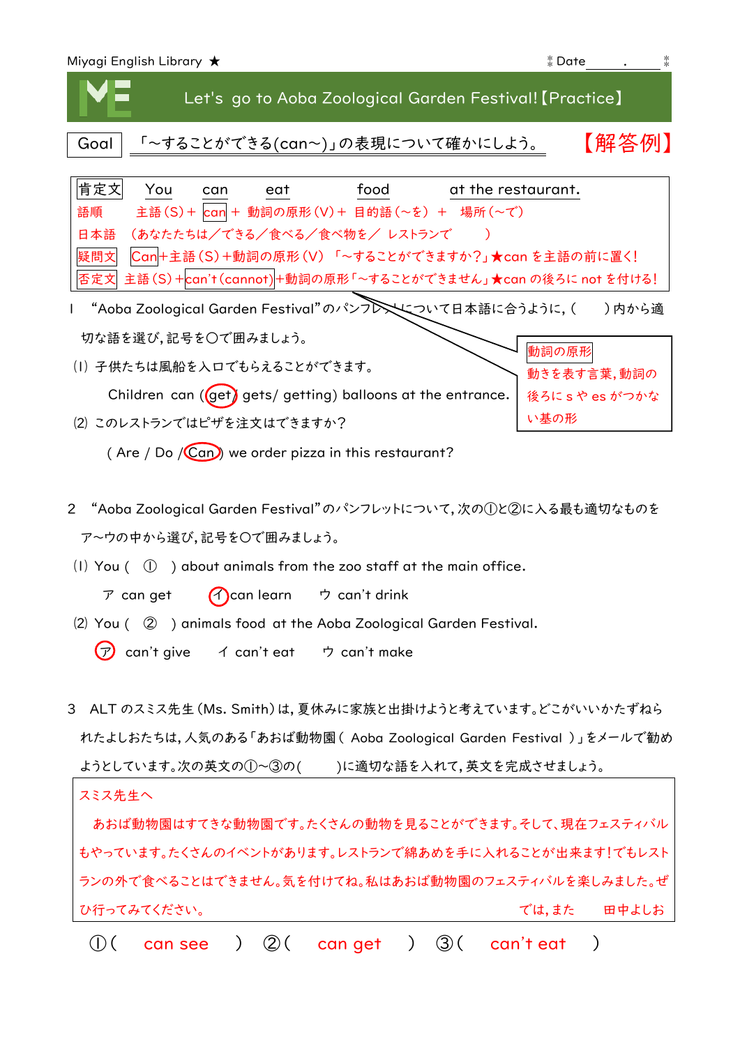Miyagi English Library ★　　　　　　　　　　　　　　　　　　　　　　　　Date　　　.

# Let's go to Aoba Zoological Garden Festival!【Practice】

Goal　「～することができる(can～)」の表現について確かにしよう。　　【解答例】

| | | | | | |
|---|---|---|---|---|---|
| 肯定文 | You | can | eat | food | at the restaurant. |
| 語順 | 主語（S）＋ | can ＋ | 動詞の原形（V）＋ | 目的語（～を）＋ | 場所（～で） |
| 日本語 | （あなたたちは／ | できる／ | 食べる／ | 食べ物を／ | レストランで　） |

疑問文　Can＋主語（S）＋動詞の原形（V）「～することができますか？」★can を主語の前に置く！

否定文　主語（S）＋can't（cannot）＋動詞の原形「～することができません」★can の後ろに not を付ける！

動詞の原形
動きを表す言葉，動詞の後ろに s や es がつかない基の形

1　"Aoba Zoological Garden Festival"のパンフレットについて日本語に合うように，（　　）内から適切な語を選び，記号を○で囲みましょう。

(1) 子供たちは風船を入口でもらえることができます。

Children can ( (get) / gets/ getting) balloons at the entrance.

(2) このレストランではピザを注文はできますか？

( Are / Do / (Can) ) we order pizza in this restaurant?

2　"Aoba Zoological Garden Festival"のパンフレットについて，次の①と②に入る最も適切なものをア～ウの中から選び，記号を○で囲みましょう。

(1) You (　①　) about animals from the zoo staff at the main office.

ア can get　　(イ) can learn　　ウ can't drink

(2) You (　②　) animals food at the Aoba Zoological Garden Festival.

(ア) can't give　　イ can't eat　　ウ can't make

3　ALT のスミス先生（Ms. Smith）は，夏休みに家族と出掛けようと考えています。どこがいいかたずねられたよしおたちは，人気のある「あおば動物園（ Aoba Zoological Garden Festival ）」をメールで勧めようとしています。次の英文の①～③の(　　)に適切な語を入れて，英文を完成させましょう。

> スミス先生へ
>
> 　あおば動物園はすてきな動物園です。たくさんの動物を見ることができます。そして、現在フェスティバルもやっています。たくさんのイベントがあります。レストランで綿あめを手に入れることが出来ます！でもレストランの外で食べることはできません。気を付けてね。私はあおば動物園のフェスティバルを楽しみました。ぜひ行ってみてください。
>
> では，また　　田中よしお

①（　can see　）　②（　can get　）　③（　can't eat　）